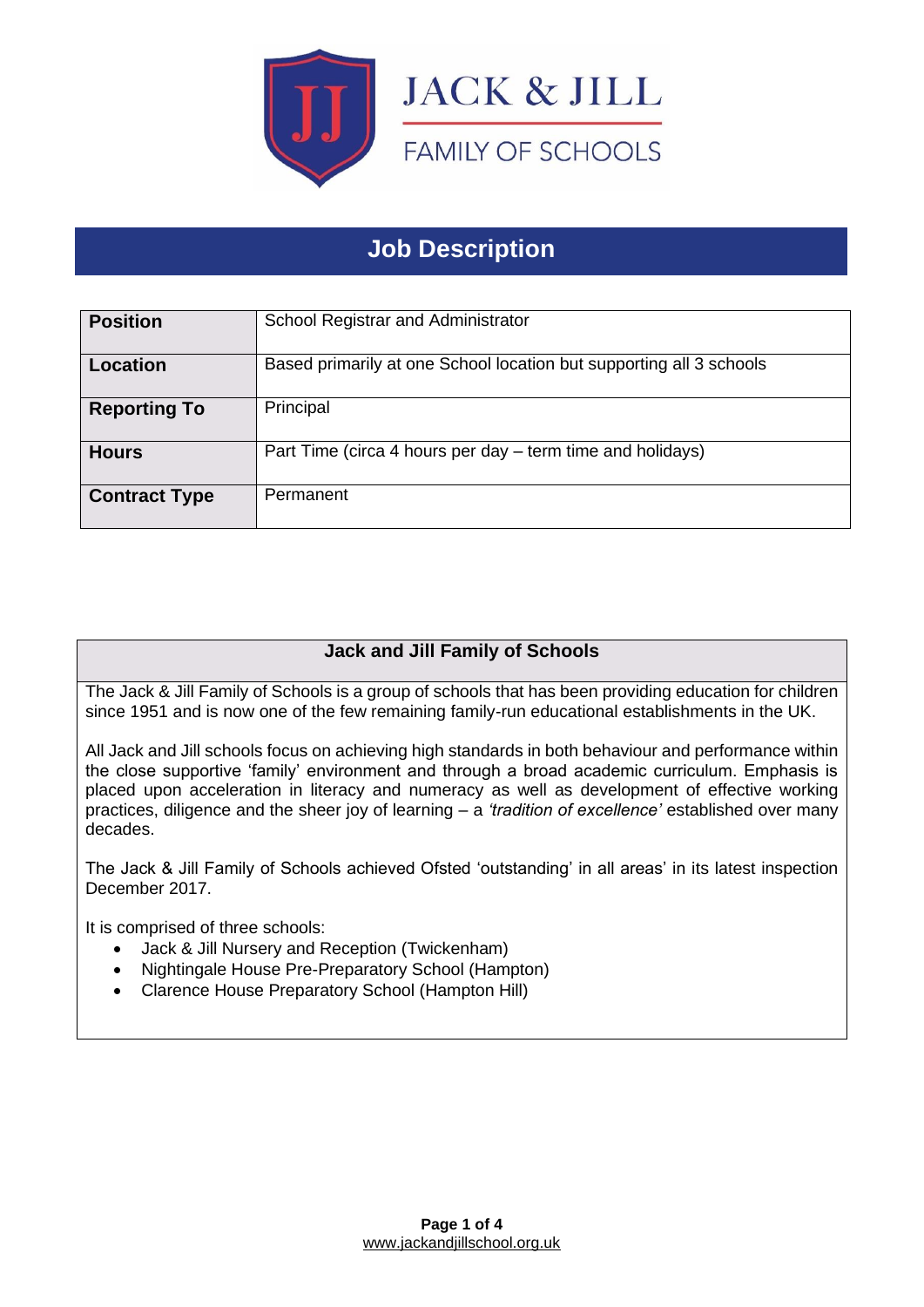JACK & JILL

FAMILY OF SCHOOLS

# Job Description

| Position | School Registrar and Administrator |
|---|---|
| Location | Based primarily at one School location but supporting all 3 schools |
| Reporting To | Principal |
| Hours | Part Time (circa 4 hours per day – term time and holidays) |
| Contract Type | Permanent |

## Jack and Jill Family of Schools

The Jack & Jill Family of Schools is a group of schools that has been providing education for children since 1951 and is now one of the few remaining family-run educational establishments in the UK.

All Jack and Jill schools focus on achieving high standards in both behaviour and performance within the close supportive 'family' environment and through a broad academic curriculum. Emphasis is placed upon acceleration in literacy and numeracy as well as development of effective working practices, diligence and the sheer joy of learning – a *'tradition of excellence'* established over many decades.

The Jack & Jill Family of Schools achieved Ofsted 'outstanding' in all areas' in its latest inspection December 2017.

It is comprised of three schools:

- Jack & Jill Nursery and Reception (Twickenham)
- Nightingale House Pre-Preparatory School (Hampton)
- Clarence House Preparatory School (Hampton Hill)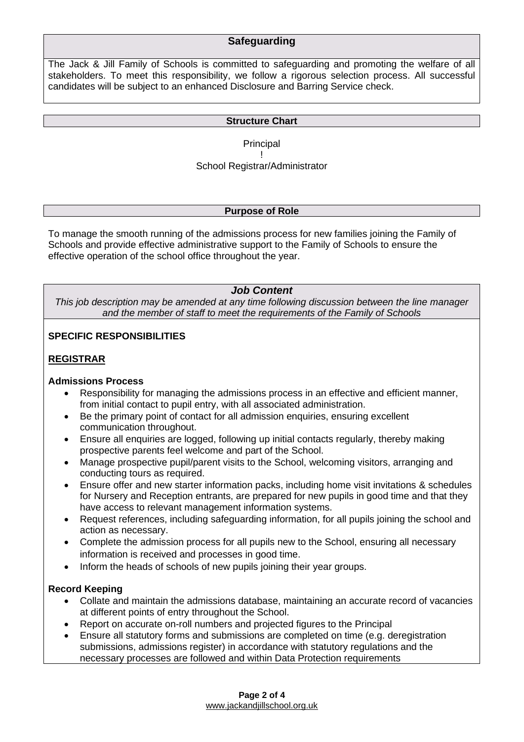## Safeguarding

The Jack & Jill Family of Schools is committed to safeguarding and promoting the welfare of all stakeholders. To meet this responsibility, we follow a rigorous selection process. All successful candidates will be subject to an enhanced Disclosure and Barring Service check.

## Structure Chart

Principal
!
School Registrar/Administrator

## Purpose of Role

To manage the smooth running of the admissions process for new families joining the Family of Schools and provide effective administrative support to the Family of Schools to ensure the effective operation of the school office throughout the year.

## *Job Content*

*This job description may be amended at any time following discussion between the line manager and the member of staff to meet the requirements of the Family of Schools*

**SPECIFIC RESPONSIBILITIES**

**REGISTRAR**

**Admissions Process**

- Responsibility for managing the admissions process in an effective and efficient manner, from initial contact to pupil entry, with all associated administration.
- Be the primary point of contact for all admission enquiries, ensuring excellent communication throughout.
- Ensure all enquiries are logged, following up initial contacts regularly, thereby making prospective parents feel welcome and part of the School.
- Manage prospective pupil/parent visits to the School, welcoming visitors, arranging and conducting tours as required.
- Ensure offer and new starter information packs, including home visit invitations & schedules for Nursery and Reception entrants, are prepared for new pupils in good time and that they have access to relevant management information systems.
- Request references, including safeguarding information, for all pupils joining the school and action as necessary.
- Complete the admission process for all pupils new to the School, ensuring all necessary information is received and processes in good time.
- Inform the heads of schools of new pupils joining their year groups.

**Record Keeping**

- Collate and maintain the admissions database, maintaining an accurate record of vacancies at different points of entry throughout the School.
- Report on accurate on-roll numbers and projected figures to the Principal
- Ensure all statutory forms and submissions are completed on time (e.g. deregistration submissions, admissions register) in accordance with statutory regulations and the necessary processes are followed and within Data Protection requirements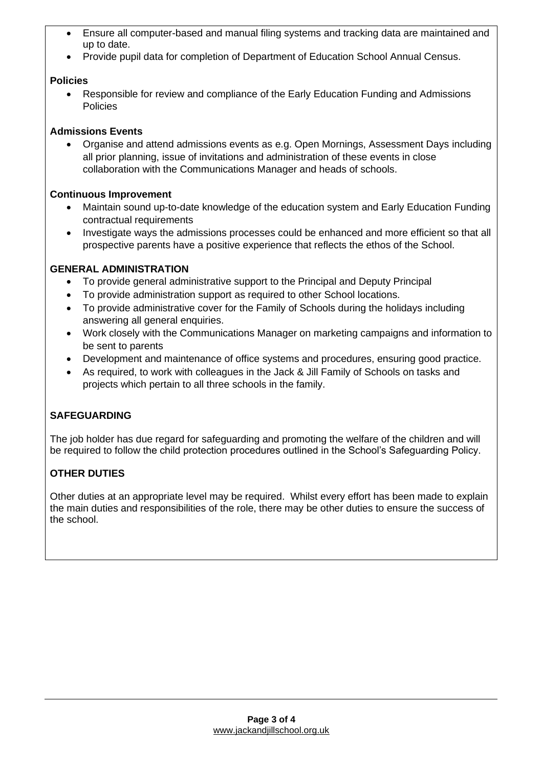- Ensure all computer-based and manual filing systems and tracking data are maintained and up to date.
- Provide pupil data for completion of Department of Education School Annual Census.

**Policies**

- Responsible for review and compliance of the Early Education Funding and Admissions Policies

**Admissions Events**

- Organise and attend admissions events as e.g. Open Mornings, Assessment Days including all prior planning, issue of invitations and administration of these events in close collaboration with the Communications Manager and heads of schools.

**Continuous Improvement**

- Maintain sound up-to-date knowledge of the education system and Early Education Funding contractual requirements
- Investigate ways the admissions processes could be enhanced and more efficient so that all prospective parents have a positive experience that reflects the ethos of the School.

**GENERAL ADMINISTRATION**

- To provide general administrative support to the Principal and Deputy Principal
- To provide administration support as required to other School locations.
- To provide administrative cover for the Family of Schools during the holidays including answering all general enquiries.
- Work closely with the Communications Manager on marketing campaigns and information to be sent to parents
- Development and maintenance of office systems and procedures, ensuring good practice.
- As required, to work with colleagues in the Jack & Jill Family of Schools on tasks and projects which pertain to all three schools in the family.

**SAFEGUARDING**

The job holder has due regard for safeguarding and promoting the welfare of the children and will be required to follow the child protection procedures outlined in the School's Safeguarding Policy.

**OTHER DUTIES**

Other duties at an appropriate level may be required. Whilst every effort has been made to explain the main duties and responsibilities of the role, there may be other duties to ensure the success of the school.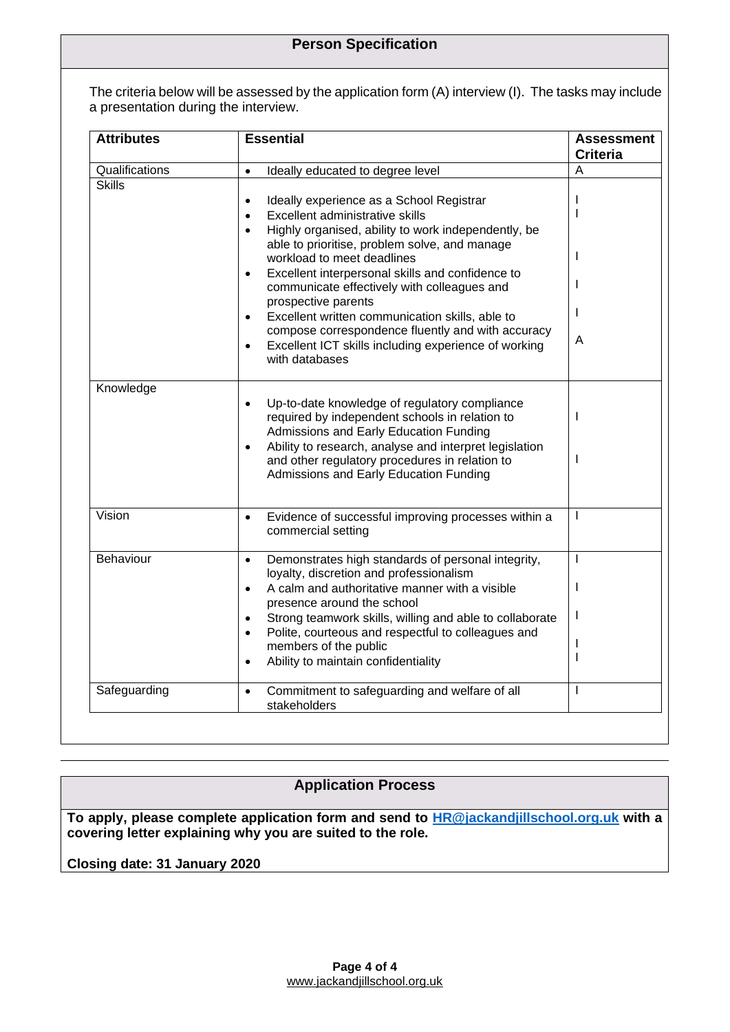## Person Specification

The criteria below will be assessed by the application form (A) interview (I). The tasks may include a presentation during the interview.

| Attributes | Essential | Assessment Criteria |
|---|---|---|
| Qualifications | • Ideally educated to degree level | A |
| Skills | • Ideally experience as a School Registrar<br>• Excellent administrative skills<br>• Highly organised, ability to work independently, be able to prioritise, problem solve, and manage workload to meet deadlines<br>• Excellent interpersonal skills and confidence to communicate effectively with colleagues and prospective parents<br>• Excellent written communication skills, able to compose correspondence fluently and with accuracy<br>• Excellent ICT skills including experience of working with databases | I<br>I<br>I<br>I<br>I<br>A |
| Knowledge | • Up-to-date knowledge of regulatory compliance required by independent schools in relation to Admissions and Early Education Funding<br>• Ability to research, analyse and interpret legislation and other regulatory procedures in relation to Admissions and Early Education Funding | I<br>I |
| Vision | • Evidence of successful improving processes within a commercial setting | I |
| Behaviour | • Demonstrates high standards of personal integrity, loyalty, discretion and professionalism<br>• A calm and authoritative manner with a visible presence around the school<br>• Strong teamwork skills, willing and able to collaborate<br>• Polite, courteous and respectful to colleagues and members of the public<br>• Ability to maintain confidentiality | I<br>I<br>I<br>I<br>I |
| Safeguarding | • Commitment to safeguarding and welfare of all stakeholders | I |

## Application Process

**To apply, please complete application form and send to [HR@jackandjillschool.org.uk](mailto:HR@jackandjillschool.org.uk) with a covering letter explaining why you are suited to the role.**

**Closing date: 31 January 2020**